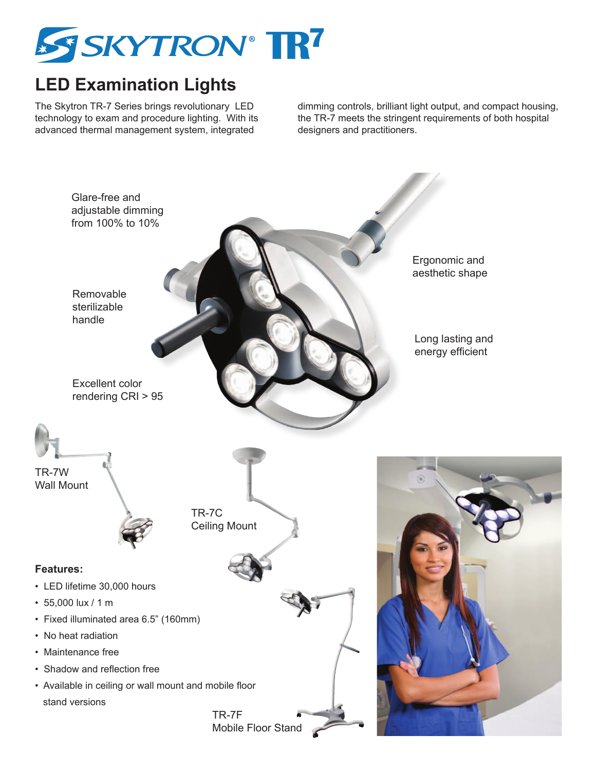# SKYTRON® TR7

## LED Examination Lights

The Skytron TR-7 Series brings revolutionary LED technology to exam and procedure lighting. With its advanced thermal management system, integrated dimming controls, brilliant light output, and compact housing, the TR-7 meets the stringent requirements of both hospital designers and practitioners.

Glare-free and adjustable dimming from 100% to 10%

Removable sterilizable handle

Excellent color rendering CRI > 95

Ergonomic and aesthetic shape

Long lasting and energy efficient

TR-7W
Wall Mount

TR-7C
Ceiling Mount

TR-7F
Mobile Floor Stand

**Features:**

- LED lifetime 30,000 hours
- 55,000 lux / 1 m
- Fixed illuminated area 6.5" (160mm)
- No heat radiation
- Maintenance free
- Shadow and reflection free
- Available in ceiling or wall mount and mobile floor stand versions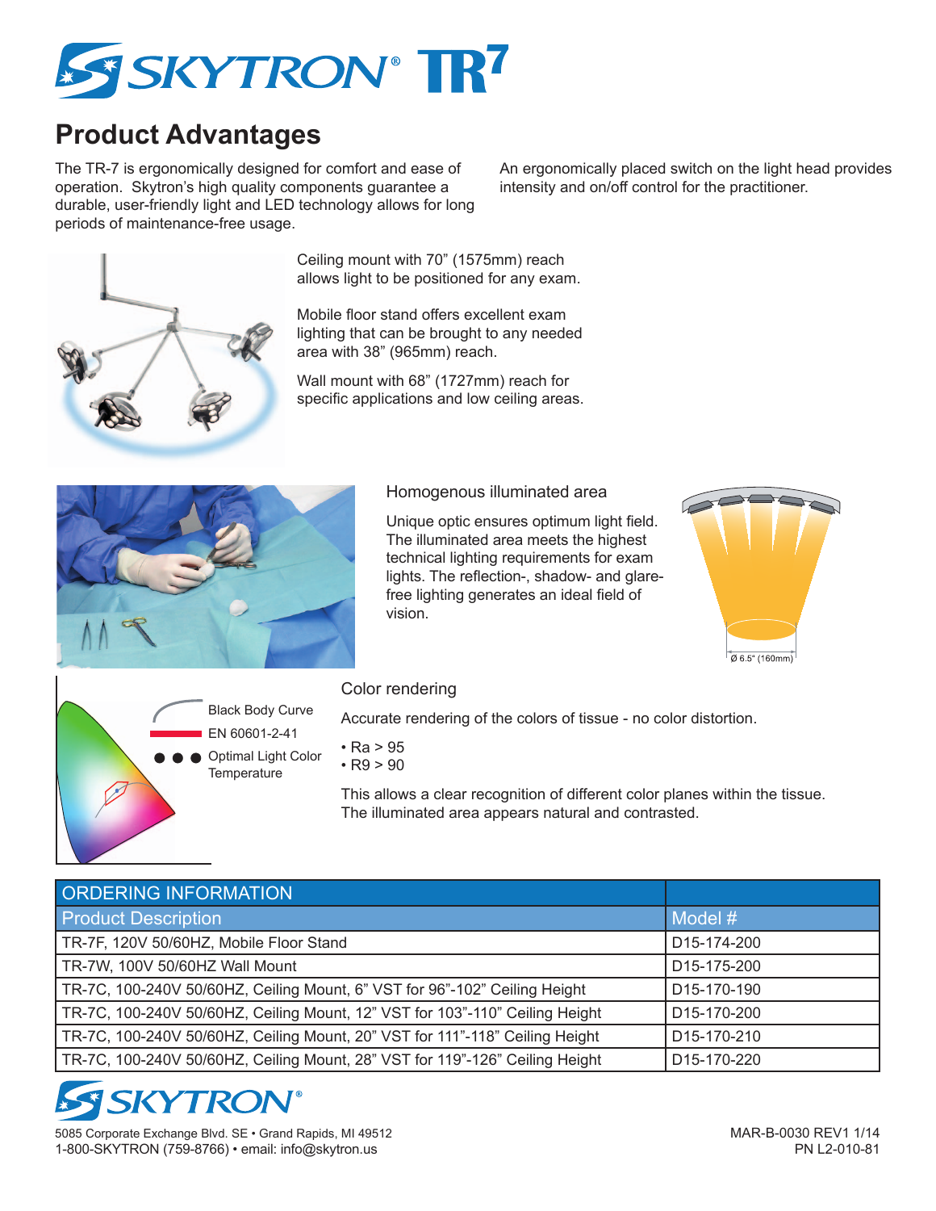# SKYTRON® TR7

## Product Advantages

The TR-7 is ergonomically designed for comfort and ease of operation. Skytron's high quality components guarantee a durable, user-friendly light and LED technology allows for long periods of maintenance-free usage.

An ergonomically placed switch on the light head provides intensity and on/off control for the practitioner.

Ceiling mount with 70" (1575mm) reach allows light to be positioned for any exam.

Mobile floor stand offers excellent exam lighting that can be brought to any needed area with 38" (965mm) reach.

Wall mount with 68" (1727mm) reach for specific applications and low ceiling areas.

### Homogenous illuminated area

Unique optic ensures optimum light field. The illuminated area meets the highest technical lighting requirements for exam lights. The reflection-, shadow- and glare-free lighting generates an ideal field of vision.

Ø 6.5" (160mm)

Black Body Curve
EN 60601-2-41
Optimal Light Color Temperature

### Color rendering

Accurate rendering of the colors of tissue - no color distortion.

- Ra > 95
- R9 > 90

This allows a clear recognition of different color planes within the tissue. The illuminated area appears natural and contrasted.

| ORDERING INFORMATION | |
|---|---|
| **Product Description** | **Model #** |
| TR-7F, 120V 50/60HZ, Mobile Floor Stand | D15-174-200 |
| TR-7W, 100V 50/60HZ Wall Mount | D15-175-200 |
| TR-7C, 100-240V 50/60HZ, Ceiling Mount, 6" VST for 96"-102" Ceiling Height | D15-170-190 |
| TR-7C, 100-240V 50/60HZ, Ceiling Mount, 12" VST for 103"-110" Ceiling Height | D15-170-200 |
| TR-7C, 100-240V 50/60HZ, Ceiling Mount, 20" VST for 111"-118" Ceiling Height | D15-170-210 |
| TR-7C, 100-240V 50/60HZ, Ceiling Mount, 28" VST for 119"-126" Ceiling Height | D15-170-220 |

SKYTRON®

5085 Corporate Exchange Blvd. SE • Grand Rapids, MI 49512
1-800-SKYTRON (759-8766) • email: info@skytron.us

MAR-B-0030 REV1 1/14
PN L2-010-81